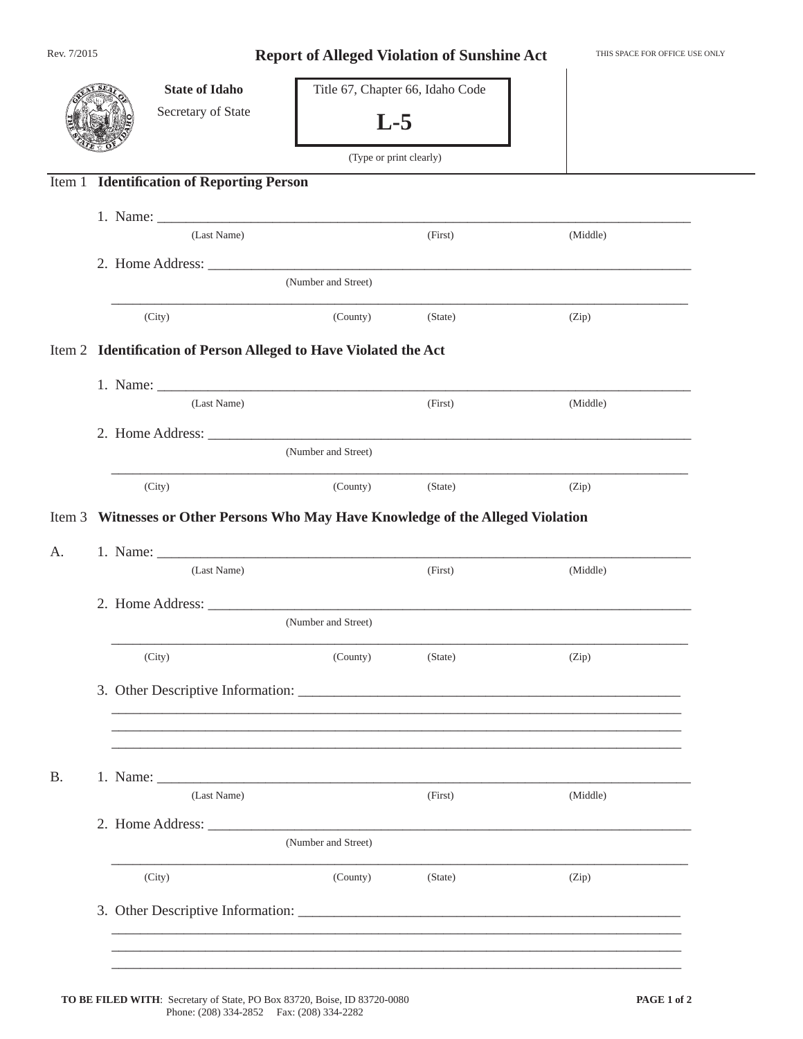Rev. 7/2015

# Report of Alleged Violation of Sunshine Act

THIS SPACE FOR OFFICE USE ONLY

**State of Idaho**

Secretary of State

Title 67, Chapter 66, Idaho Code

**L-5**

(Type or print clearly)

## Item 1 Identification of Reporting Person

1. Name: ______________________________________________
   (Last Name) (First) (Middle)

2. Home Address: ______________________________________________
   (Number and Street)

   ______________________________________________
   (City) (County) (State) (Zip)

## Item 2 Identification of Person Alleged to Have Violated the Act

1. Name: ______________________________________________
   (Last Name) (First) (Middle)

2. Home Address: ______________________________________________
   (Number and Street)

   ______________________________________________
   (City) (County) (State) (Zip)

## Item 3 Witnesses or Other Persons Who May Have Knowledge of the Alleged Violation

A.

1. Name: ______________________________________________
   (Last Name) (First) (Middle)

2. Home Address: ______________________________________________
   (Number and Street)

   ______________________________________________
   (City) (County) (State) (Zip)

3. Other Descriptive Information: ______________________________________________

   ______________________________________________

   ______________________________________________

   ______________________________________________

B.

1. Name: ______________________________________________
   (Last Name) (First) (Middle)

2. Home Address: ______________________________________________
   (Number and Street)

   ______________________________________________
   (City) (County) (State) (Zip)

3. Other Descriptive Information: ______________________________________________

   ______________________________________________

   ______________________________________________

   ______________________________________________

**TO BE FILED WITH**: Secretary of State, PO Box 83720, Boise, ID 83720-0080
Phone: (208) 334-2852 Fax: (208) 334-2282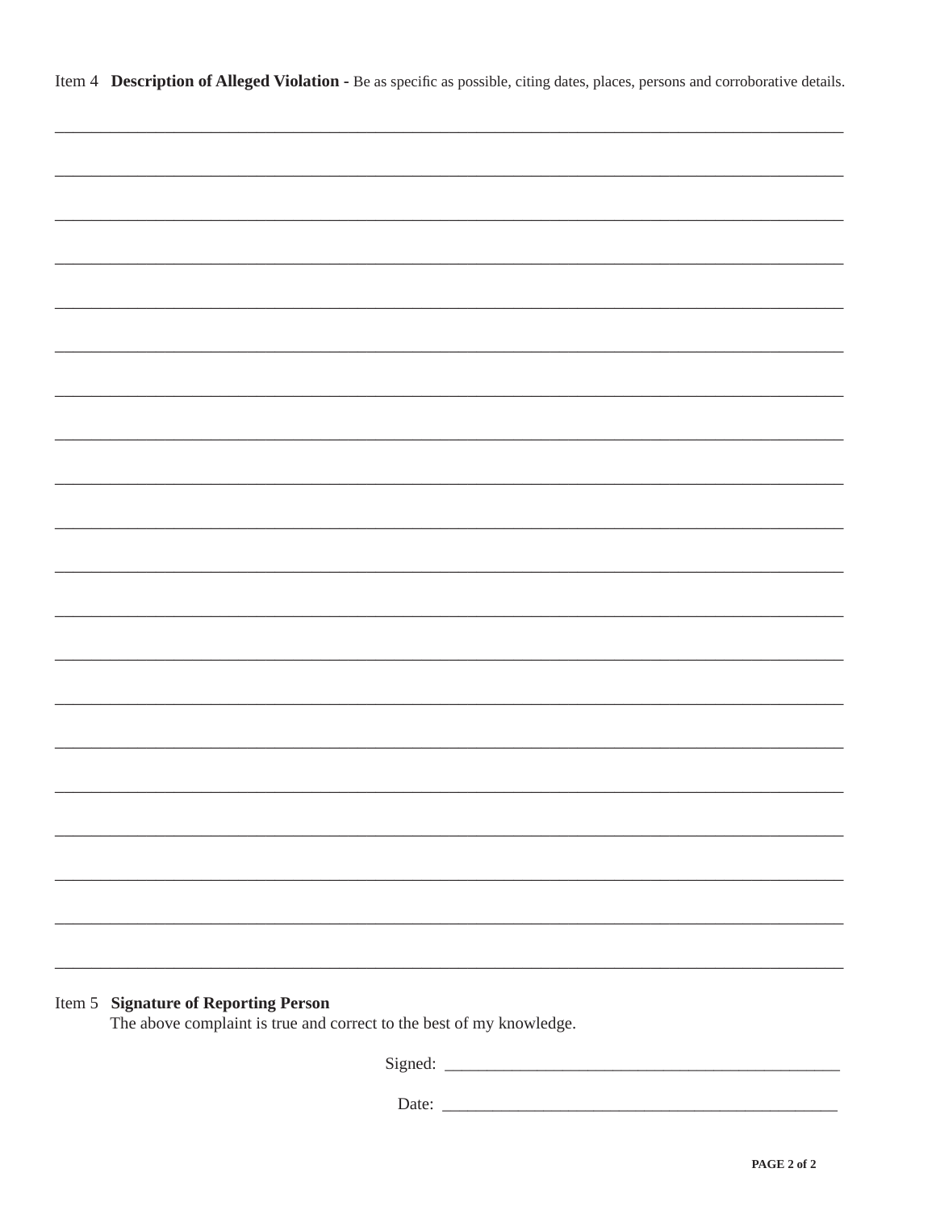Item 4 **Description of Alleged Violation -** Be as specific as possible, citing dates, places, persons and corroborative details.

\_\_\_\_\_\_\_\_\_\_\_\_\_\_\_\_\_\_\_\_\_\_\_\_\_\_\_\_\_\_\_\_\_\_\_\_\_\_\_\_\_\_\_\_\_\_\_\_\_\_\_\_\_\_\_\_\_\_\_\_\_\_\_\_\_\_\_\_\_\_\_\_\_\_\_\_\_\_

\_\_\_\_\_\_\_\_\_\_\_\_\_\_\_\_\_\_\_\_\_\_\_\_\_\_\_\_\_\_\_\_\_\_\_\_\_\_\_\_\_\_\_\_\_\_\_\_\_\_\_\_\_\_\_\_\_\_\_\_\_\_\_\_\_\_\_\_\_\_\_\_\_\_\_\_\_\_

\_\_\_\_\_\_\_\_\_\_\_\_\_\_\_\_\_\_\_\_\_\_\_\_\_\_\_\_\_\_\_\_\_\_\_\_\_\_\_\_\_\_\_\_\_\_\_\_\_\_\_\_\_\_\_\_\_\_\_\_\_\_\_\_\_\_\_\_\_\_\_\_\_\_\_\_\_\_

\_\_\_\_\_\_\_\_\_\_\_\_\_\_\_\_\_\_\_\_\_\_\_\_\_\_\_\_\_\_\_\_\_\_\_\_\_\_\_\_\_\_\_\_\_\_\_\_\_\_\_\_\_\_\_\_\_\_\_\_\_\_\_\_\_\_\_\_\_\_\_\_\_\_\_\_\_\_

\_\_\_\_\_\_\_\_\_\_\_\_\_\_\_\_\_\_\_\_\_\_\_\_\_\_\_\_\_\_\_\_\_\_\_\_\_\_\_\_\_\_\_\_\_\_\_\_\_\_\_\_\_\_\_\_\_\_\_\_\_\_\_\_\_\_\_\_\_\_\_\_\_\_\_\_\_\_

\_\_\_\_\_\_\_\_\_\_\_\_\_\_\_\_\_\_\_\_\_\_\_\_\_\_\_\_\_\_\_\_\_\_\_\_\_\_\_\_\_\_\_\_\_\_\_\_\_\_\_\_\_\_\_\_\_\_\_\_\_\_\_\_\_\_\_\_\_\_\_\_\_\_\_\_\_\_

\_\_\_\_\_\_\_\_\_\_\_\_\_\_\_\_\_\_\_\_\_\_\_\_\_\_\_\_\_\_\_\_\_\_\_\_\_\_\_\_\_\_\_\_\_\_\_\_\_\_\_\_\_\_\_\_\_\_\_\_\_\_\_\_\_\_\_\_\_\_\_\_\_\_\_\_\_\_

\_\_\_\_\_\_\_\_\_\_\_\_\_\_\_\_\_\_\_\_\_\_\_\_\_\_\_\_\_\_\_\_\_\_\_\_\_\_\_\_\_\_\_\_\_\_\_\_\_\_\_\_\_\_\_\_\_\_\_\_\_\_\_\_\_\_\_\_\_\_\_\_\_\_\_\_\_\_

\_\_\_\_\_\_\_\_\_\_\_\_\_\_\_\_\_\_\_\_\_\_\_\_\_\_\_\_\_\_\_\_\_\_\_\_\_\_\_\_\_\_\_\_\_\_\_\_\_\_\_\_\_\_\_\_\_\_\_\_\_\_\_\_\_\_\_\_\_\_\_\_\_\_\_\_\_\_

\_\_\_\_\_\_\_\_\_\_\_\_\_\_\_\_\_\_\_\_\_\_\_\_\_\_\_\_\_\_\_\_\_\_\_\_\_\_\_\_\_\_\_\_\_\_\_\_\_\_\_\_\_\_\_\_\_\_\_\_\_\_\_\_\_\_\_\_\_\_\_\_\_\_\_\_\_\_

\_\_\_\_\_\_\_\_\_\_\_\_\_\_\_\_\_\_\_\_\_\_\_\_\_\_\_\_\_\_\_\_\_\_\_\_\_\_\_\_\_\_\_\_\_\_\_\_\_\_\_\_\_\_\_\_\_\_\_\_\_\_\_\_\_\_\_\_\_\_\_\_\_\_\_\_\_\_

\_\_\_\_\_\_\_\_\_\_\_\_\_\_\_\_\_\_\_\_\_\_\_\_\_\_\_\_\_\_\_\_\_\_\_\_\_\_\_\_\_\_\_\_\_\_\_\_\_\_\_\_\_\_\_\_\_\_\_\_\_\_\_\_\_\_\_\_\_\_\_\_\_\_\_\_\_\_

\_\_\_\_\_\_\_\_\_\_\_\_\_\_\_\_\_\_\_\_\_\_\_\_\_\_\_\_\_\_\_\_\_\_\_\_\_\_\_\_\_\_\_\_\_\_\_\_\_\_\_\_\_\_\_\_\_\_\_\_\_\_\_\_\_\_\_\_\_\_\_\_\_\_\_\_\_\_

\_\_\_\_\_\_\_\_\_\_\_\_\_\_\_\_\_\_\_\_\_\_\_\_\_\_\_\_\_\_\_\_\_\_\_\_\_\_\_\_\_\_\_\_\_\_\_\_\_\_\_\_\_\_\_\_\_\_\_\_\_\_\_\_\_\_\_\_\_\_\_\_\_\_\_\_\_\_

\_\_\_\_\_\_\_\_\_\_\_\_\_\_\_\_\_\_\_\_\_\_\_\_\_\_\_\_\_\_\_\_\_\_\_\_\_\_\_\_\_\_\_\_\_\_\_\_\_\_\_\_\_\_\_\_\_\_\_\_\_\_\_\_\_\_\_\_\_\_\_\_\_\_\_\_\_\_

\_\_\_\_\_\_\_\_\_\_\_\_\_\_\_\_\_\_\_\_\_\_\_\_\_\_\_\_\_\_\_\_\_\_\_\_\_\_\_\_\_\_\_\_\_\_\_\_\_\_\_\_\_\_\_\_\_\_\_\_\_\_\_\_\_\_\_\_\_\_\_\_\_\_\_\_\_\_

\_\_\_\_\_\_\_\_\_\_\_\_\_\_\_\_\_\_\_\_\_\_\_\_\_\_\_\_\_\_\_\_\_\_\_\_\_\_\_\_\_\_\_\_\_\_\_\_\_\_\_\_\_\_\_\_\_\_\_\_\_\_\_\_\_\_\_\_\_\_\_\_\_\_\_\_\_\_

\_\_\_\_\_\_\_\_\_\_\_\_\_\_\_\_\_\_\_\_\_\_\_\_\_\_\_\_\_\_\_\_\_\_\_\_\_\_\_\_\_\_\_\_\_\_\_\_\_\_\_\_\_\_\_\_\_\_\_\_\_\_\_\_\_\_\_\_\_\_\_\_\_\_\_\_\_\_

\_\_\_\_\_\_\_\_\_\_\_\_\_\_\_\_\_\_\_\_\_\_\_\_\_\_\_\_\_\_\_\_\_\_\_\_\_\_\_\_\_\_\_\_\_\_\_\_\_\_\_\_\_\_\_\_\_\_\_\_\_\_\_\_\_\_\_\_\_\_\_\_\_\_\_\_\_\_

\_\_\_\_\_\_\_\_\_\_\_\_\_\_\_\_\_\_\_\_\_\_\_\_\_\_\_\_\_\_\_\_\_\_\_\_\_\_\_\_\_\_\_\_\_\_\_\_\_\_\_\_\_\_\_\_\_\_\_\_\_\_\_\_\_\_\_\_\_\_\_\_\_\_\_\_\_\_

Item 5 **Signature of Reporting Person**

The above complaint is true and correct to the best of my knowledge.

Signed: \_\_\_\_\_\_\_\_\_\_\_\_\_\_\_\_\_\_\_\_\_\_\_\_\_\_\_\_\_\_\_\_\_\_\_\_\_\_\_\_\_\_\_\_

Date: \_\_\_\_\_\_\_\_\_\_\_\_\_\_\_\_\_\_\_\_\_\_\_\_\_\_\_\_\_\_\_\_\_\_\_\_\_\_\_\_\_\_\_\_